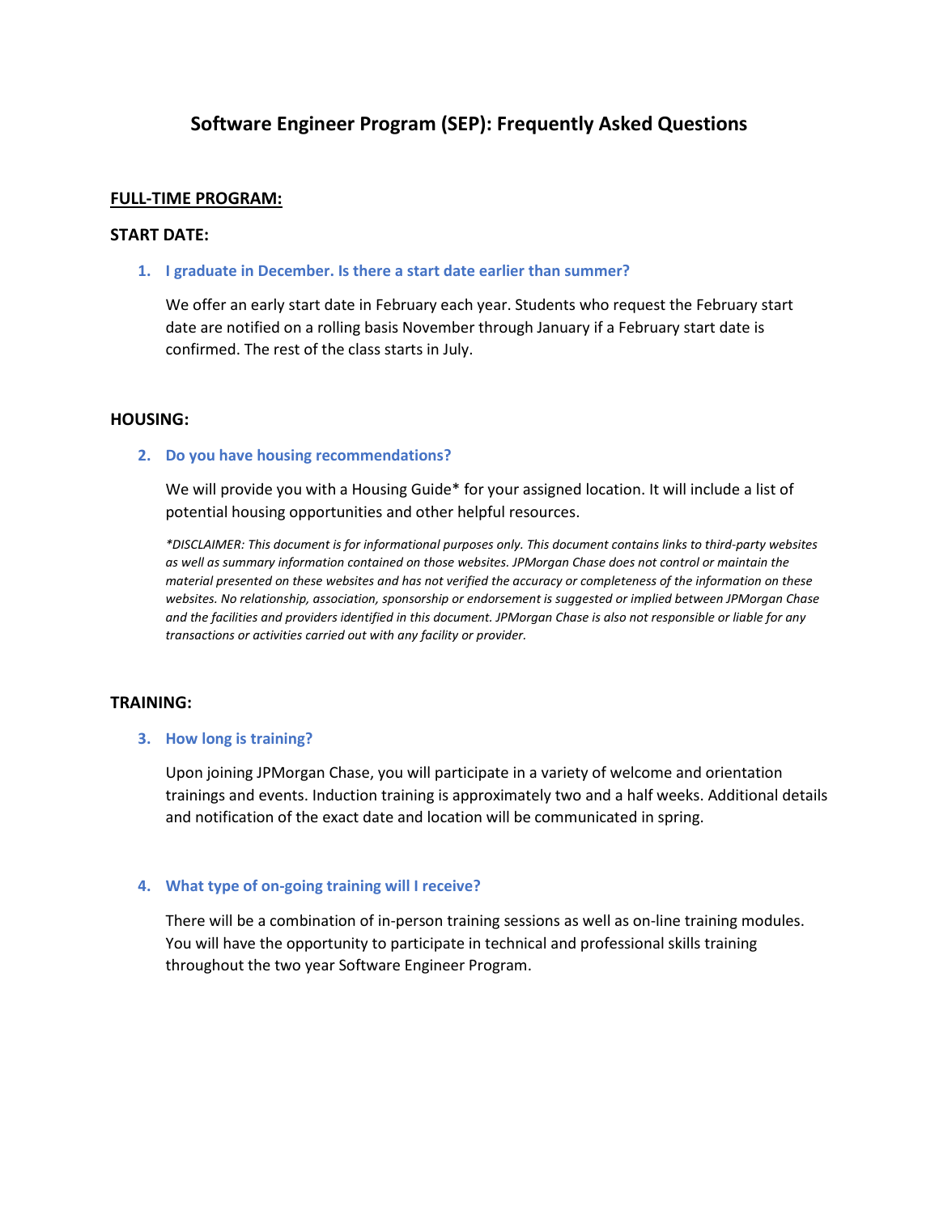# Software Engineer Program (SEP): Frequently Asked Questions

## FULL-TIME PROGRAM:

### START DATE:

1. **I graduate in December. Is there a start date earlier than summer?**

   We offer an early start date in February each year. Students who request the February start date are notified on a rolling basis November through January if a February start date is confirmed. The rest of the class starts in July.

### HOUSING:

2. **Do you have housing recommendations?**

   We will provide you with a Housing Guide* for your assigned location. It will include a list of potential housing opportunities and other helpful resources.

   *\*DISCLAIMER: This document is for informational purposes only. This document contains links to third-party websites as well as summary information contained on those websites. JPMorgan Chase does not control or maintain the material presented on these websites and has not verified the accuracy or completeness of the information on these websites. No relationship, association, sponsorship or endorsement is suggested or implied between JPMorgan Chase and the facilities and providers identified in this document. JPMorgan Chase is also not responsible or liable for any transactions or activities carried out with any facility or provider.*

### TRAINING:

3. **How long is training?**

   Upon joining JPMorgan Chase, you will participate in a variety of welcome and orientation trainings and events. Induction training is approximately two and a half weeks. Additional details and notification of the exact date and location will be communicated in spring.

4. **What type of on-going training will I receive?**

   There will be a combination of in-person training sessions as well as on-line training modules. You will have the opportunity to participate in technical and professional skills training throughout the two year Software Engineer Program.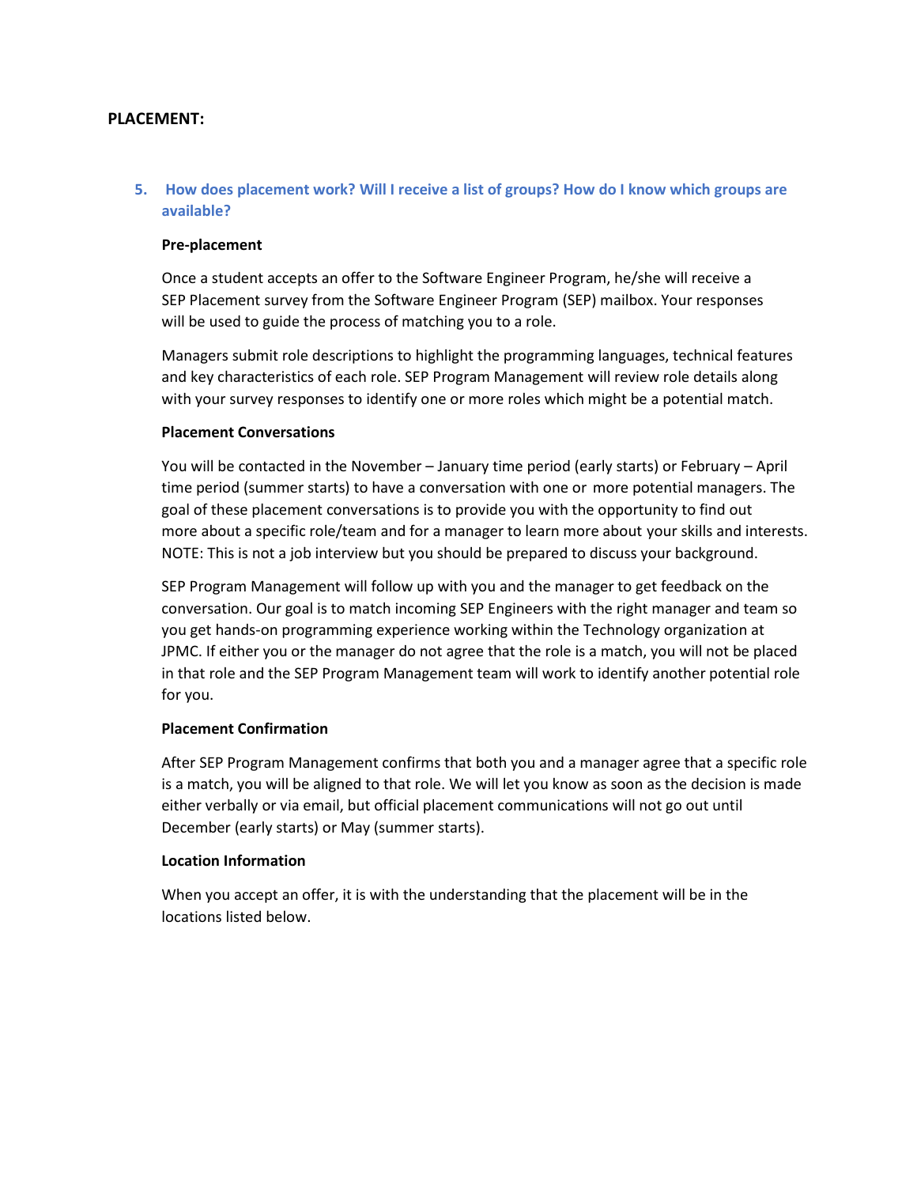## PLACEMENT:

### 5. How does placement work? Will I receive a list of groups? How do I know which groups are available?

**Pre-placement**

Once a student accepts an offer to the Software Engineer Program, he/she will receive a SEP Placement survey from the Software Engineer Program (SEP) mailbox. Your responses will be used to guide the process of matching you to a role.

Managers submit role descriptions to highlight the programming languages, technical features and key characteristics of each role. SEP Program Management will review role details along with your survey responses to identify one or more roles which might be a potential match.

**Placement Conversations**

You will be contacted in the November – January time period (early starts) or February – April time period (summer starts) to have a conversation with one or more potential managers. The goal of these placement conversations is to provide you with the opportunity to find out more about a specific role/team and for a manager to learn more about your skills and interests. NOTE: This is not a job interview but you should be prepared to discuss your background.

SEP Program Management will follow up with you and the manager to get feedback on the conversation. Our goal is to match incoming SEP Engineers with the right manager and team so you get hands-on programming experience working within the Technology organization at JPMC. If either you or the manager do not agree that the role is a match, you will not be placed in that role and the SEP Program Management team will work to identify another potential role for you.

**Placement Confirmation**

After SEP Program Management confirms that both you and a manager agree that a specific role is a match, you will be aligned to that role. We will let you know as soon as the decision is made either verbally or via email, but official placement communications will not go out until December (early starts) or May (summer starts).

**Location Information**

When you accept an offer, it is with the understanding that the placement will be in the locations listed below.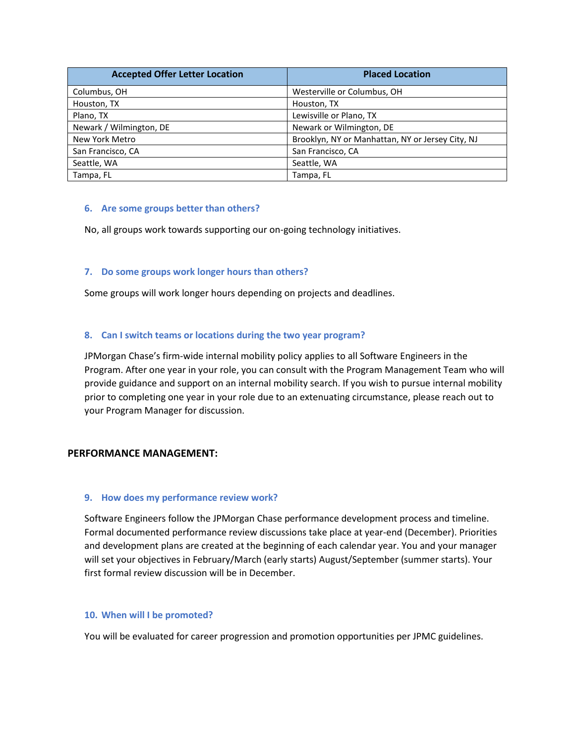| Accepted Offer Letter Location | Placed Location |
|---|---|
| Columbus, OH | Westerville or Columbus, OH |
| Houston, TX | Houston, TX |
| Plano, TX | Lewisville or Plano, TX |
| Newark / Wilmington, DE | Newark or Wilmington, DE |
| New York Metro | Brooklyn, NY or Manhattan, NY or Jersey City, NJ |
| San Francisco, CA | San Francisco, CA |
| Seattle, WA | Seattle, WA |
| Tampa, FL | Tampa, FL |

### 6. Are some groups better than others?

No, all groups work towards supporting our on-going technology initiatives.

### 7. Do some groups work longer hours than others?

Some groups will work longer hours depending on projects and deadlines.

### 8. Can I switch teams or locations during the two year program?

JPMorgan Chase's firm-wide internal mobility policy applies to all Software Engineers in the Program. After one year in your role, you can consult with the Program Management Team who will provide guidance and support on an internal mobility search. If you wish to pursue internal mobility prior to completing one year in your role due to an extenuating circumstance, please reach out to your Program Manager for discussion.

## PERFORMANCE MANAGEMENT:

### 9. How does my performance review work?

Software Engineers follow the JPMorgan Chase performance development process and timeline. Formal documented performance review discussions take place at year-end (December). Priorities and development plans are created at the beginning of each calendar year. You and your manager will set your objectives in February/March (early starts) August/September (summer starts). Your first formal review discussion will be in December.

### 10. When will I be promoted?

You will be evaluated for career progression and promotion opportunities per JPMC guidelines.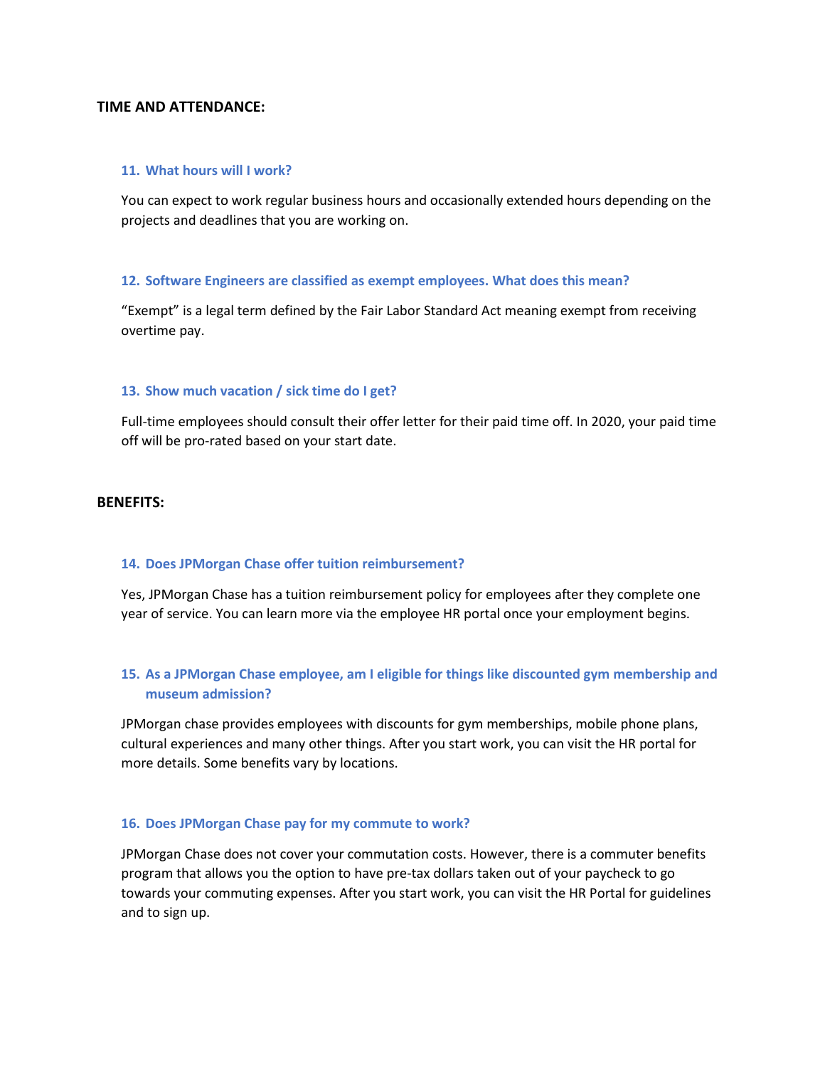## TIME AND ATTENDANCE:

### 11. What hours will I work?

You can expect to work regular business hours and occasionally extended hours depending on the projects and deadlines that you are working on.

### 12. Software Engineers are classified as exempt employees. What does this mean?

“Exempt” is a legal term defined by the Fair Labor Standard Act meaning exempt from receiving overtime pay.

### 13. Show much vacation / sick time do I get?

Full-time employees should consult their offer letter for their paid time off. In 2020, your paid time off will be pro-rated based on your start date.

## BENEFITS:

### 14. Does JPMorgan Chase offer tuition reimbursement?

Yes, JPMorgan Chase has a tuition reimbursement policy for employees after they complete one year of service. You can learn more via the employee HR portal once your employment begins.

### 15. As a JPMorgan Chase employee, am I eligible for things like discounted gym membership and museum admission?

JPMorgan chase provides employees with discounts for gym memberships, mobile phone plans, cultural experiences and many other things. After you start work, you can visit the HR portal for more details. Some benefits vary by locations.

### 16. Does JPMorgan Chase pay for my commute to work?

JPMorgan Chase does not cover your commutation costs. However, there is a commuter benefits program that allows you the option to have pre-tax dollars taken out of your paycheck to go towards your commuting expenses. After you start work, you can visit the HR Portal for guidelines and to sign up.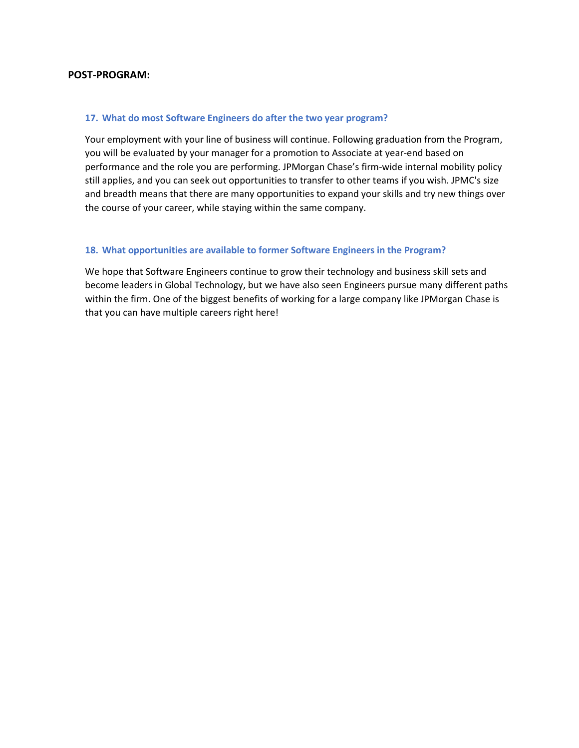**POST-PROGRAM:**

### 17. What do most Software Engineers do after the two year program?

Your employment with your line of business will continue. Following graduation from the Program, you will be evaluated by your manager for a promotion to Associate at year-end based on performance and the role you are performing. JPMorgan Chase's firm-wide internal mobility policy still applies, and you can seek out opportunities to transfer to other teams if you wish. JPMC's size and breadth means that there are many opportunities to expand your skills and try new things over the course of your career, while staying within the same company.

### 18. What opportunities are available to former Software Engineers in the Program?

We hope that Software Engineers continue to grow their technology and business skill sets and become leaders in Global Technology, but we have also seen Engineers pursue many different paths within the firm. One of the biggest benefits of working for a large company like JPMorgan Chase is that you can have multiple careers right here!